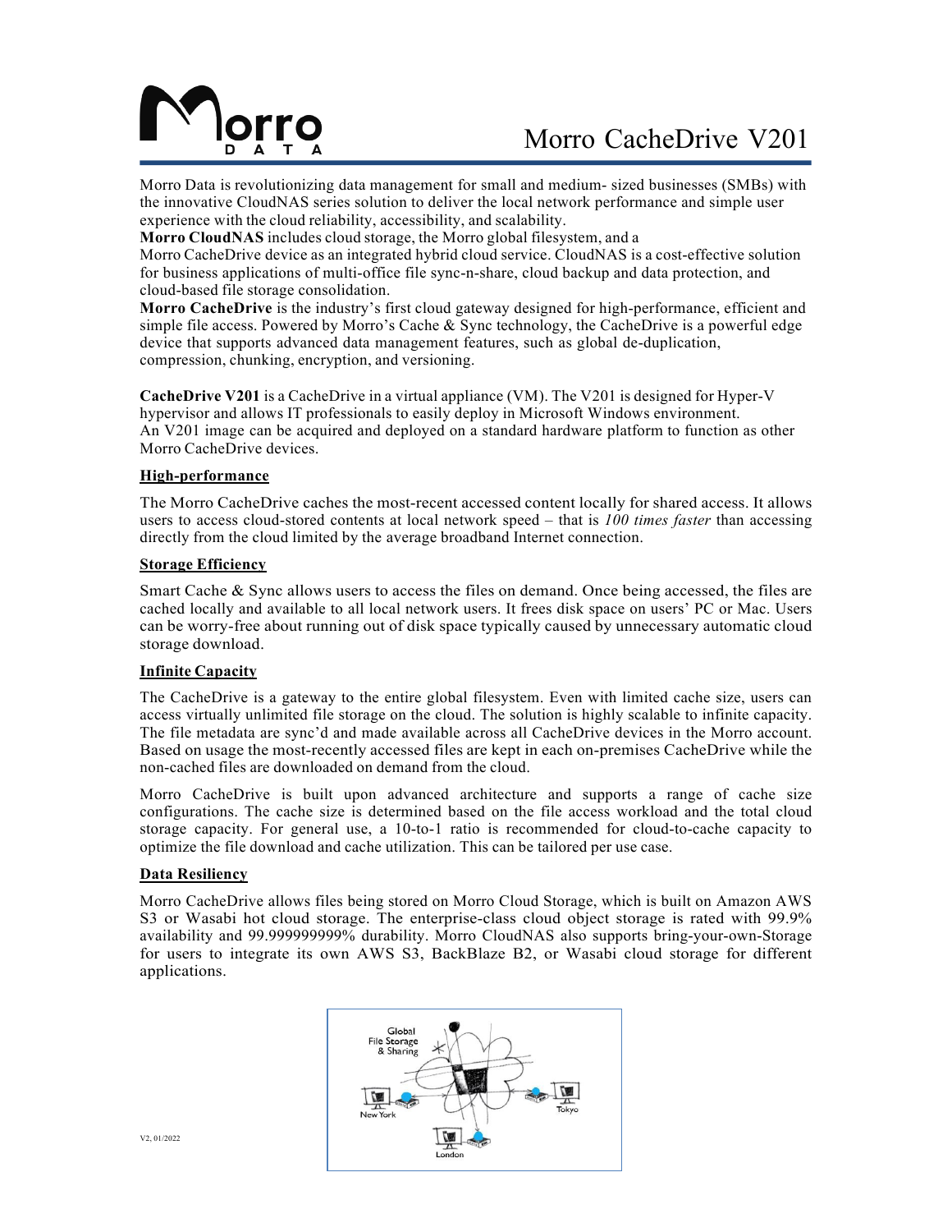# Morro CacheDrive V201

Morro Data is revolutionizing data management for small and medium- sized businesses (SMBs) with the innovative CloudNAS series solution to deliver the local network performance and simple user experience with the cloud reliability, accessibility, and scalability.

**Morro CloudNAS** includes cloud storage, the Morro global filesystem, and a Morro CacheDrive device as an integrated hybrid cloud service. CloudNAS is a cost-effective solution for business applications of multi-office file sync-n-share, cloud backup and data protection, and cloud-based file storage consolidation.

**Morro CacheDrive** is the industry's first cloud gateway designed for high-performance, efficient and simple file access. Powered by Morro's Cache & Sync technology, the CacheDrive is a powerful edge device that supports advanced data management features, such as global de-duplication, compression, chunking, encryption, and versioning.

**CacheDrive V201** is a CacheDrive in a virtual appliance (VM). The V201 is designed for Hyper-V hypervisor and allows IT professionals to easily deploy in Microsoft Windows environment. An V201 image can be acquired and deployed on a standard hardware platform to function as other Morro CacheDrive devices.

## High-performance

The Morro CacheDrive caches the most-recent accessed content locally for shared access. It allows users to access cloud-stored contents at local network speed – that is *100 times faster* than accessing directly from the cloud limited by the average broadband Internet connection.

## Storage Efficiency

Smart Cache & Sync allows users to access the files on demand. Once being accessed, the files are cached locally and available to all local network users. It frees disk space on users' PC or Mac. Users can be worry-free about running out of disk space typically caused by unnecessary automatic cloud storage download.

## Infinite Capacity

The CacheDrive is a gateway to the entire global filesystem. Even with limited cache size, users can access virtually unlimited file storage on the cloud. The solution is highly scalable to infinite capacity. The file metadata are sync'd and made available across all CacheDrive devices in the Morro account. Based on usage the most-recently accessed files are kept in each on-premises CacheDrive while the non-cached files are downloaded on demand from the cloud.

Morro CacheDrive is built upon advanced architecture and supports a range of cache size configurations. The cache size is determined based on the file access workload and the total cloud storage capacity. For general use, a 10-to-1 ratio is recommended for cloud-to-cache capacity to optimize the file download and cache utilization. This can be tailored per use case.

## Data Resiliency

Morro CacheDrive allows files being stored on Morro Cloud Storage, which is built on Amazon AWS S3 or Wasabi hot cloud storage. The enterprise-class cloud object storage is rated with 99.9% availability and 99.999999999% durability. Morro CloudNAS also supports bring-your-own-Storage for users to integrate its own AWS S3, BackBlaze B2, or Wasabi cloud storage for different applications.

Global File Storage & Sharing

New York

Tokyo

London

V2, 01/2022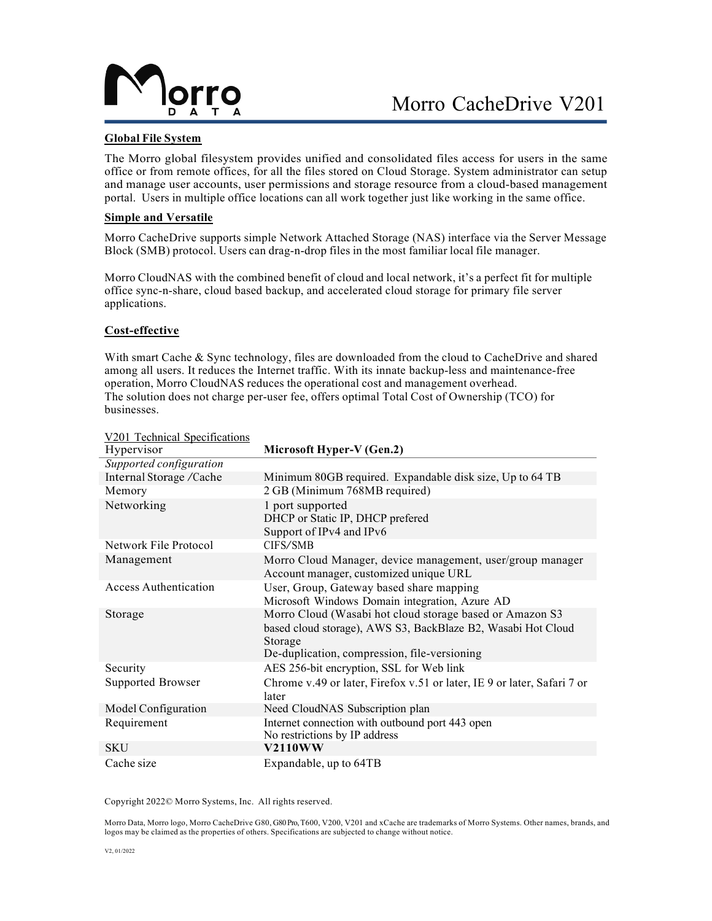# Morro CacheDrive V201

**Global File System**

The Morro global filesystem provides unified and consolidated files access for users in the same office or from remote offices, for all the files stored on Cloud Storage. System administrator can setup and manage user accounts, user permissions and storage resource from a cloud-based management portal. Users in multiple office locations can all work together just like working in the same office.

**Simple and Versatile**

Morro CacheDrive supports simple Network Attached Storage (NAS) interface via the Server Message Block (SMB) protocol. Users can drag-n-drop files in the most familiar local file manager.

Morro CloudNAS with the combined benefit of cloud and local network, it's a perfect fit for multiple office sync-n-share, cloud based backup, and accelerated cloud storage for primary file server applications.

**Cost-effective**

With smart Cache & Sync technology, files are downloaded from the cloud to CacheDrive and shared among all users. It reduces the Internet traffic. With its innate backup-less and maintenance-free operation, Morro CloudNAS reduces the operational cost and management overhead.
The solution does not charge per-user fee, offers optimal Total Cost of Ownership (TCO) for businesses.

V201 Technical Specifications

| Hypervisor | **Microsoft Hyper-V (Gen.2)** |
|---|---|
| *Supported configuration* | |
| Internal Storage /Cache | Minimum 80GB required. Expandable disk size, Up to 64 TB |
| Memory | 2 GB (Minimum 768MB required) |
| Networking | 1 port supported<br>DHCP or Static IP, DHCP prefered<br>Support of IPv4 and IPv6 |
| Network File Protocol | CIFS/SMB |
| Management | Morro Cloud Manager, device management, user/group manager<br>Account manager, customized unique URL |
| Access Authentication | User, Group, Gateway based share mapping<br>Microsoft Windows Domain integration, Azure AD |
| Storage | Morro Cloud (Wasabi hot cloud storage based or Amazon S3 based cloud storage), AWS S3, BackBlaze B2, Wasabi Hot Cloud Storage<br>De-duplication, compression, file-versioning |
| Security | AES 256-bit encryption, SSL for Web link |
| Supported Browser | Chrome v.49 or later, Firefox v.51 or later, IE 9 or later, Safari 7 or later |
| Model Configuration | Need CloudNAS Subscription plan |
| Requirement | Internet connection with outbound port 443 open<br>No restrictions by IP address |
| SKU | **V2110WW** |
| Cache size | Expandable, up to 64TB |

Copyright 2022© Morro Systems, Inc. All rights reserved.

Morro Data, Morro logo, Morro CacheDrive G80, G80 Pro, T600, V200, V201 and xCache are trademarks of Morro Systems. Other names, brands, and logos may be claimed as the properties of others. Specifications are subjected to change without notice.

V2, 01/2022